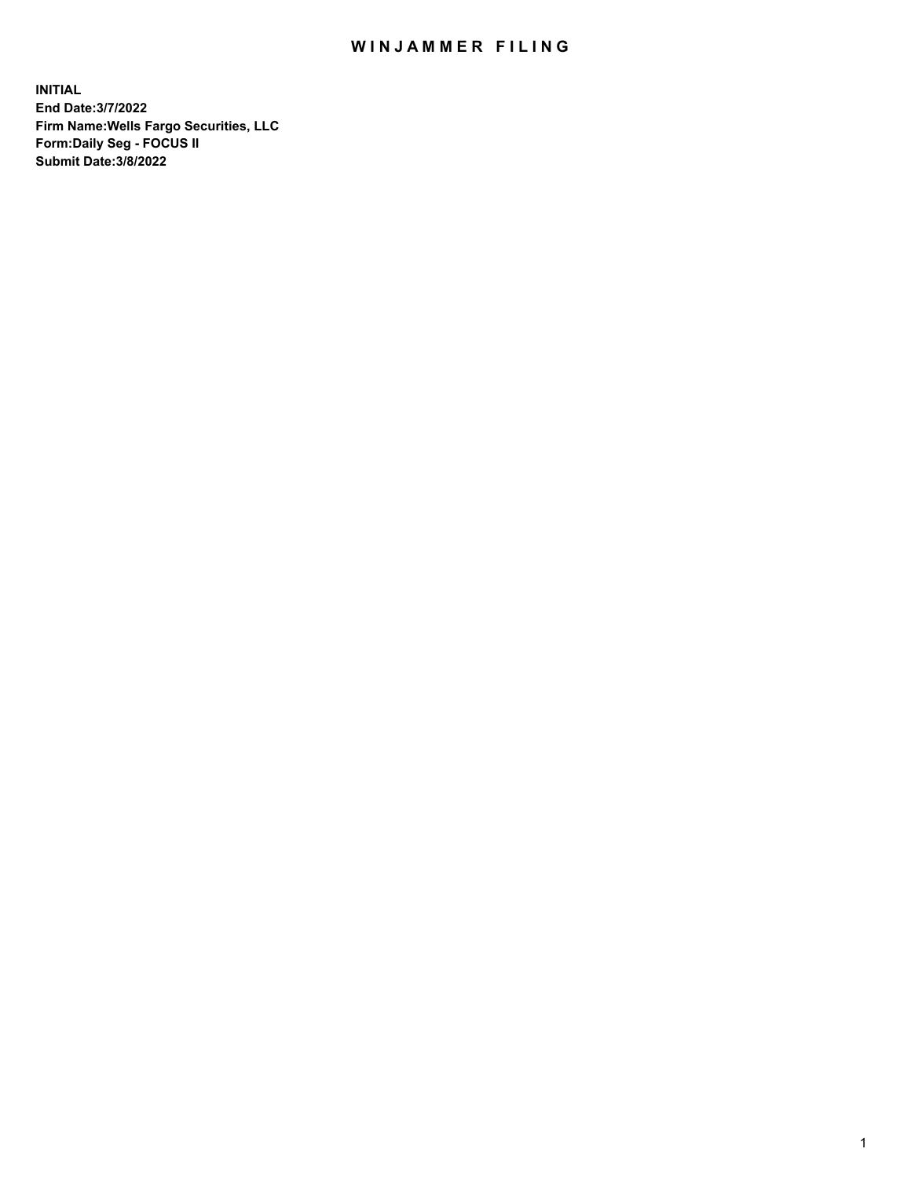# WINJAMMER FILING

**INITIAL**
**End Date:3/7/2022**
**Firm Name:Wells Fargo Securities, LLC**
**Form:Daily Seg - FOCUS II**
**Submit Date:3/8/2022**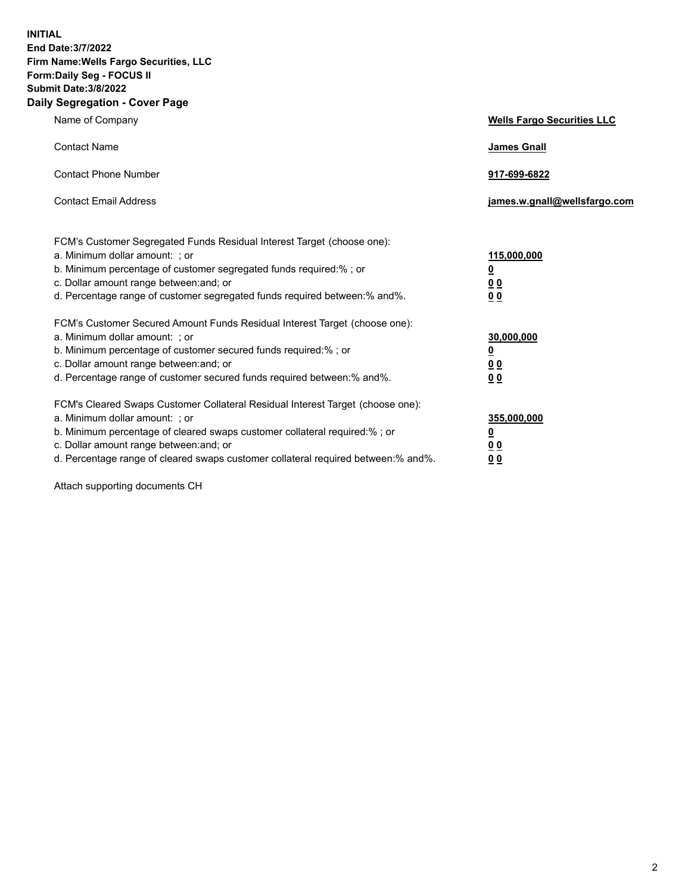**INITIAL**
**End Date:3/7/2022**
**Firm Name:Wells Fargo Securities, LLC**
**Form:Daily Seg - FOCUS II**
**Submit Date:3/8/2022**

## Daily Segregation - Cover Page

| | |
|---|---|
| Name of Company | **Wells Fargo Securities LLC** |
| Contact Name | **James Gnall** |
| Contact Phone Number | **917-699-6822** |
| Contact Email Address | **james.w.gnall@wellsfargo.com** |

FCM's Customer Segregated Funds Residual Interest Target (choose one):

| | |
|---|---|
| a. Minimum dollar amount: ; or | **115,000,000** |
| b. Minimum percentage of customer segregated funds required:% ; or | **0** |
| c. Dollar amount range between:and; or | **0 0** |
| d. Percentage range of customer segregated funds required between:% and%. | **0 0** |

FCM's Customer Secured Amount Funds Residual Interest Target (choose one):

| | |
|---|---|
| a. Minimum dollar amount: ; or | **30,000,000** |
| b. Minimum percentage of customer secured funds required:% ; or | **0** |
| c. Dollar amount range between:and; or | **0 0** |
| d. Percentage range of customer secured funds required between:% and%. | **0 0** |

FCM's Cleared Swaps Customer Collateral Residual Interest Target (choose one):

| | |
|---|---|
| a. Minimum dollar amount: ; or | **355,000,000** |
| b. Minimum percentage of cleared swaps customer collateral required:% ; or | **0** |
| c. Dollar amount range between:and; or | **0 0** |
| d. Percentage range of cleared swaps customer collateral required between:% and%. | **0 0** |

Attach supporting documents CH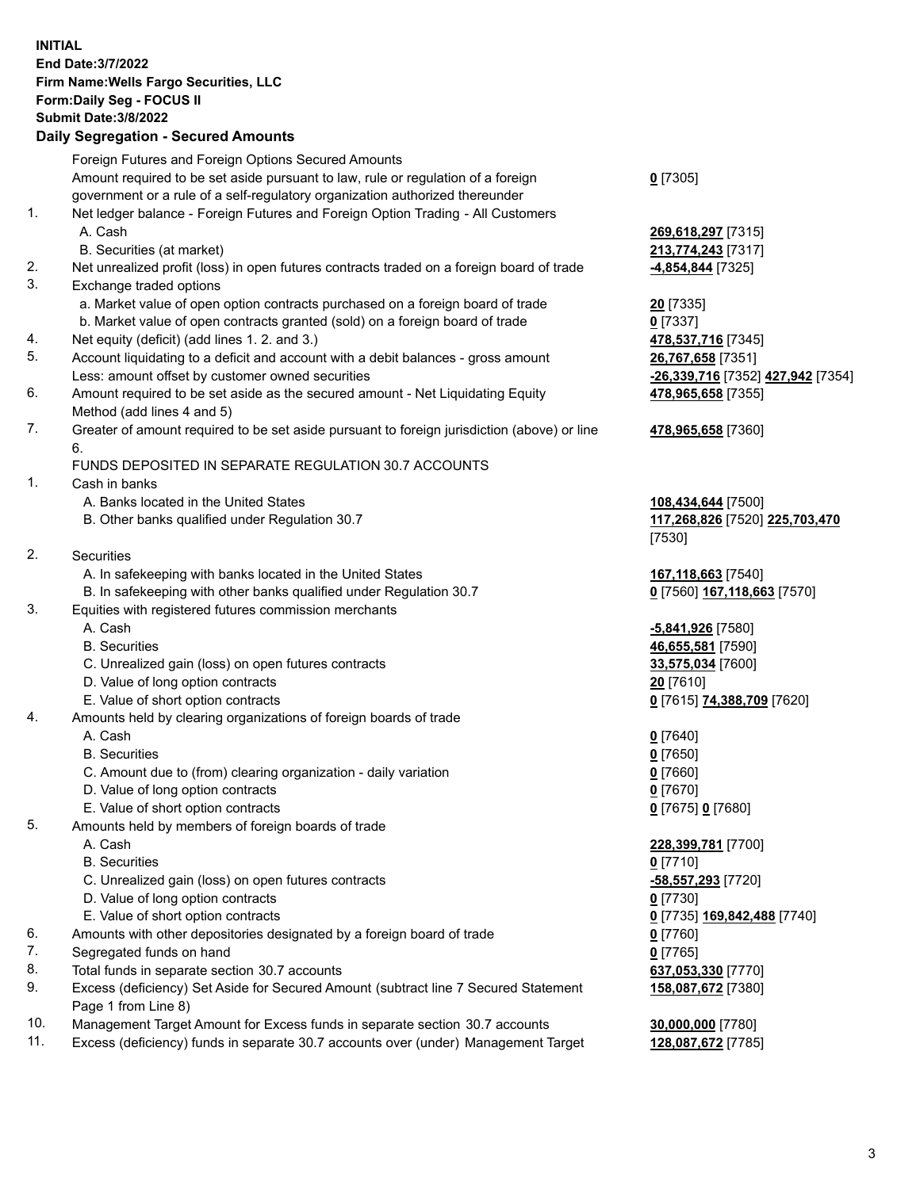**INITIAL**
**End Date:3/7/2022**
**Firm Name:Wells Fargo Securities, LLC**
**Form:Daily Seg - FOCUS II**
**Submit Date:3/8/2022**

## Daily Segregation - Secured Amounts

| | | |
|---|---|---|
| | Foreign Futures and Foreign Options Secured Amounts | |
| | Amount required to be set aside pursuant to law, rule or regulation of a foreign government or a rule of a self-regulatory organization authorized thereunder | **0** [7305] |
| 1. | Net ledger balance - Foreign Futures and Foreign Option Trading - All Customers | |
| | A. Cash | **269,618,297** [7315] |
| | B. Securities (at market) | **213,774,243** [7317] |
| 2. | Net unrealized profit (loss) in open futures contracts traded on a foreign board of trade | **-4,854,844** [7325] |
| 3. | Exchange traded options | |
| | a. Market value of open option contracts purchased on a foreign board of trade | **20** [7335] |
| | b. Market value of open contracts granted (sold) on a foreign board of trade | **0** [7337] |
| 4. | Net equity (deficit) (add lines 1. 2. and 3.) | **478,537,716** [7345] |
| 5. | Account liquidating to a deficit and account with a debit balances - gross amount | **26,767,658** [7351] |
| | Less: amount offset by customer owned securities | **-26,339,716** [7352] **427,942** [7354] |
| 6. | Amount required to be set aside as the secured amount - Net Liquidating Equity Method (add lines 4 and 5) | **478,965,658** [7355] |
| 7. | Greater of amount required to be set aside pursuant to foreign jurisdiction (above) or line 6. | **478,965,658** [7360] |
| | FUNDS DEPOSITED IN SEPARATE REGULATION 30.7 ACCOUNTS | |
| 1. | Cash in banks | |
| | A. Banks located in the United States | **108,434,644** [7500] |
| | B. Other banks qualified under Regulation 30.7 | **117,268,826** [7520] **225,703,470** [7530] |
| 2. | Securities | |
| | A. In safekeeping with banks located in the United States | **167,118,663** [7540] |
| | B. In safekeeping with other banks qualified under Regulation 30.7 | **0** [7560] **167,118,663** [7570] |
| 3. | Equities with registered futures commission merchants | |
| | A. Cash | **-5,841,926** [7580] |
| | B. Securities | **46,655,581** [7590] |
| | C. Unrealized gain (loss) on open futures contracts | **33,575,034** [7600] |
| | D. Value of long option contracts | **20** [7610] |
| | E. Value of short option contracts | **0** [7615] **74,388,709** [7620] |
| 4. | Amounts held by clearing organizations of foreign boards of trade | |
| | A. Cash | **0** [7640] |
| | B. Securities | **0** [7650] |
| | C. Amount due to (from) clearing organization - daily variation | **0** [7660] |
| | D. Value of long option contracts | **0** [7670] |
| | E. Value of short option contracts | **0** [7675] **0** [7680] |
| 5. | Amounts held by members of foreign boards of trade | |
| | A. Cash | **228,399,781** [7700] |
| | B. Securities | **0** [7710] |
| | C. Unrealized gain (loss) on open futures contracts | **-58,557,293** [7720] |
| | D. Value of long option contracts | **0** [7730] |
| | E. Value of short option contracts | **0** [7735] **169,842,488** [7740] |
| 6. | Amounts with other depositories designated by a foreign board of trade | **0** [7760] |
| 7. | Segregated funds on hand | **0** [7765] |
| 8. | Total funds in separate section 30.7 accounts | **637,053,330** [7770] |
| 9. | Excess (deficiency) Set Aside for Secured Amount (subtract line 7 Secured Statement Page 1 from Line 8) | **158,087,672** [7380] |
| 10. | Management Target Amount for Excess funds in separate section 30.7 accounts | **30,000,000** [7780] |
| 11. | Excess (deficiency) funds in separate 30.7 accounts over (under) Management Target | **128,087,672** [7785] |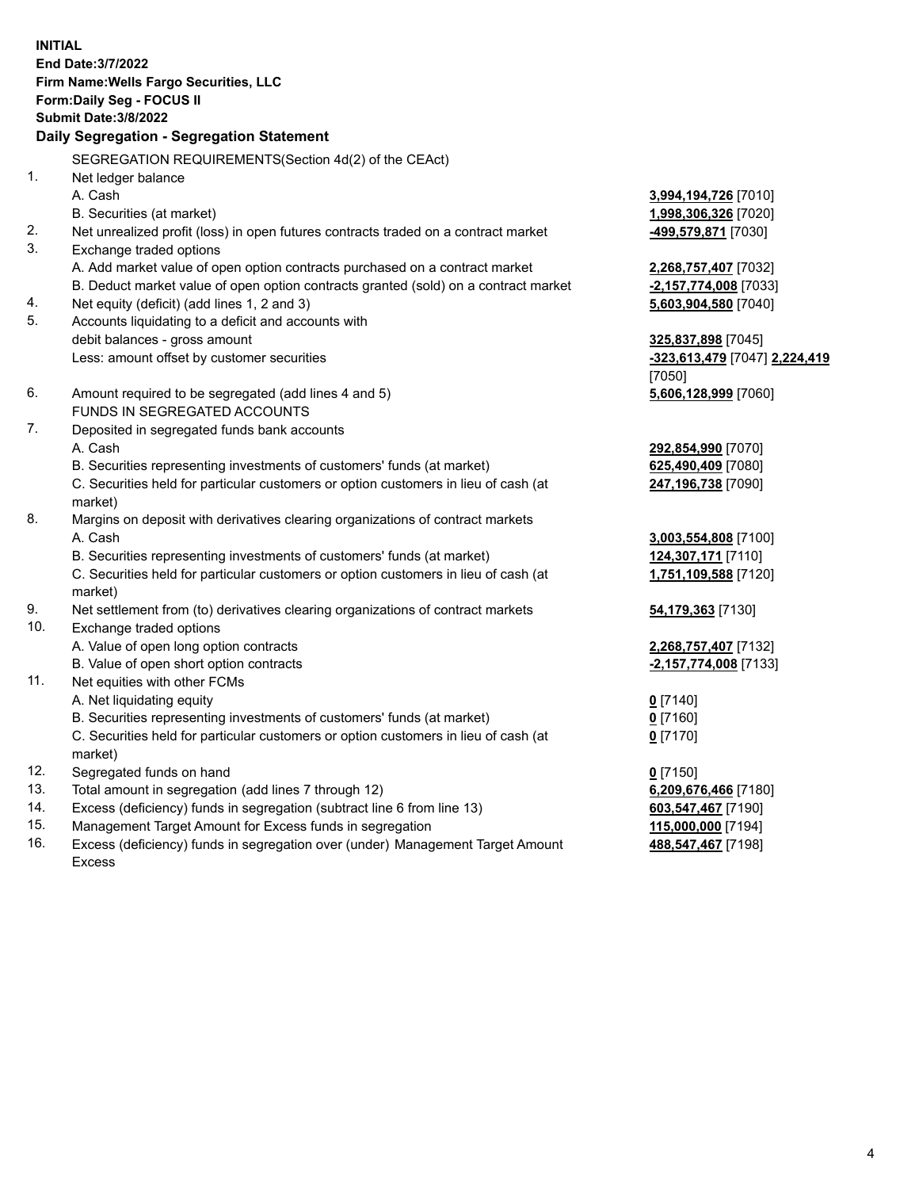**INITIAL**
**End Date:3/7/2022**
**Firm Name:Wells Fargo Securities, LLC**
**Form:Daily Seg - FOCUS II**
**Submit Date:3/8/2022**

**Daily Segregation - Segregation Statement**

SEGREGATION REQUIREMENTS(Section 4d(2) of the CEAct)

| | | |
|---|---|---|
| 1. | Net ledger balance | |
| | A. Cash | **3,994,194,726** [7010] |
| | B. Securities (at market) | **1,998,306,326** [7020] |
| 2. | Net unrealized profit (loss) in open futures contracts traded on a contract market | **-499,579,871** [7030] |
| 3. | Exchange traded options | |
| | A. Add market value of open option contracts purchased on a contract market | **2,268,757,407** [7032] |
| | B. Deduct market value of open option contracts granted (sold) on a contract market | **-2,157,774,008** [7033] |
| 4. | Net equity (deficit) (add lines 1, 2 and 3) | **5,603,904,580** [7040] |
| 5. | Accounts liquidating to a deficit and accounts with debit balances - gross amount | **325,837,898** [7045] |
| | Less: amount offset by customer securities | **-323,613,479** [7047] **2,224,419** [7050] |
| 6. | Amount required to be segregated (add lines 4 and 5) | **5,606,128,999** [7060] |
| | FUNDS IN SEGREGATED ACCOUNTS | |
| 7. | Deposited in segregated funds bank accounts | |
| | A. Cash | **292,854,990** [7070] |
| | B. Securities representing investments of customers' funds (at market) | **625,490,409** [7080] |
| | C. Securities held for particular customers or option customers in lieu of cash (at market) | **247,196,738** [7090] |
| 8. | Margins on deposit with derivatives clearing organizations of contract markets | |
| | A. Cash | **3,003,554,808** [7100] |
| | B. Securities representing investments of customers' funds (at market) | **124,307,171** [7110] |
| | C. Securities held for particular customers or option customers in lieu of cash (at market) | **1,751,109,588** [7120] |
| 9. | Net settlement from (to) derivatives clearing organizations of contract markets | **54,179,363** [7130] |
| 10. | Exchange traded options | |
| | A. Value of open long option contracts | **2,268,757,407** [7132] |
| | B. Value of open short option contracts | **-2,157,774,008** [7133] |
| 11. | Net equities with other FCMs | |
| | A. Net liquidating equity | **0** [7140] |
| | B. Securities representing investments of customers' funds (at market) | **0** [7160] |
| | C. Securities held for particular customers or option customers in lieu of cash (at market) | **0** [7170] |
| 12. | Segregated funds on hand | **0** [7150] |
| 13. | Total amount in segregation (add lines 7 through 12) | **6,209,676,466** [7180] |
| 14. | Excess (deficiency) funds in segregation (subtract line 6 from line 13) | **603,547,467** [7190] |
| 15. | Management Target Amount for Excess funds in segregation | **115,000,000** [7194] |
| 16. | Excess (deficiency) funds in segregation over (under) Management Target Amount Excess | **488,547,467** [7198] |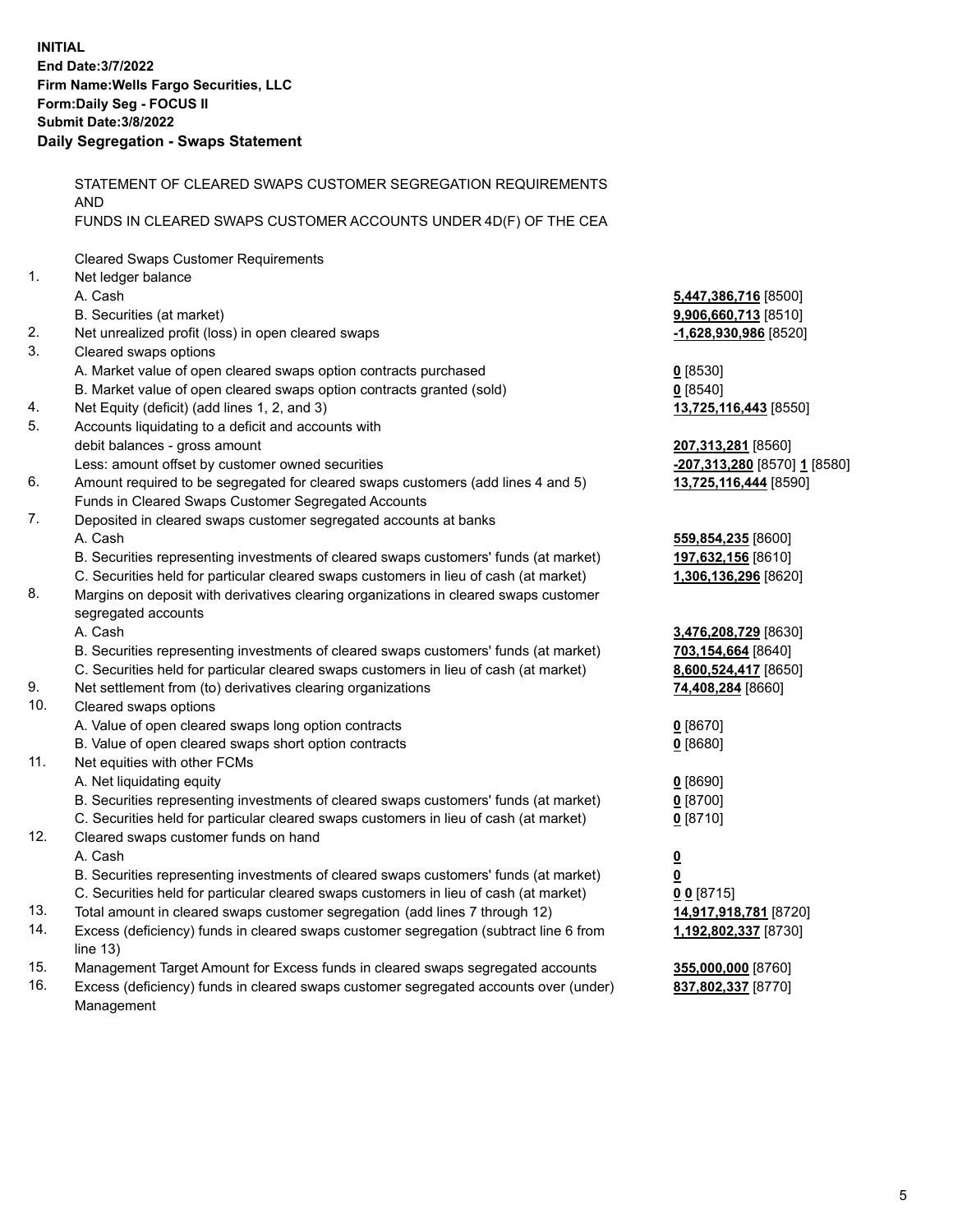**INITIAL**
**End Date:3/7/2022**
**Firm Name:Wells Fargo Securities, LLC**
**Form:Daily Seg - FOCUS II**
**Submit Date:3/8/2022**
**Daily Segregation - Swaps Statement**

STATEMENT OF CLEARED SWAPS CUSTOMER SEGREGATION REQUIREMENTS AND FUNDS IN CLEARED SWAPS CUSTOMER ACCOUNTS UNDER 4D(F) OF THE CEA

| | | |
|---|---|---|
| | Cleared Swaps Customer Requirements | |
| 1. | Net ledger balance | |
| | A. Cash | **5,447,386,716** [8500] |
| | B. Securities (at market) | **9,906,660,713** [8510] |
| 2. | Net unrealized profit (loss) in open cleared swaps | **-1,628,930,986** [8520] |
| 3. | Cleared swaps options | |
| | A. Market value of open cleared swaps option contracts purchased | **0** [8530] |
| | B. Market value of open cleared swaps option contracts granted (sold) | **0** [8540] |
| 4. | Net Equity (deficit) (add lines 1, 2, and 3) | **13,725,116,443** [8550] |
| 5. | Accounts liquidating to a deficit and accounts with debit balances - gross amount | **207,313,281** [8560] |
| | Less: amount offset by customer owned securities | **-207,313,280** [8570] **1** [8580] |
| 6. | Amount required to be segregated for cleared swaps customers (add lines 4 and 5) | **13,725,116,444** [8590] |
| | Funds in Cleared Swaps Customer Segregated Accounts | |
| 7. | Deposited in cleared swaps customer segregated accounts at banks | |
| | A. Cash | **559,854,235** [8600] |
| | B. Securities representing investments of cleared swaps customers' funds (at market) | **197,632,156** [8610] |
| | C. Securities held for particular cleared swaps customers in lieu of cash (at market) | **1,306,136,296** [8620] |
| 8. | Margins on deposit with derivatives clearing organizations in cleared swaps customer segregated accounts | |
| | A. Cash | **3,476,208,729** [8630] |
| | B. Securities representing investments of cleared swaps customers' funds (at market) | **703,154,664** [8640] |
| | C. Securities held for particular cleared swaps customers in lieu of cash (at market) | **8,600,524,417** [8650] |
| 9. | Net settlement from (to) derivatives clearing organizations | **74,408,284** [8660] |
| 10. | Cleared swaps options | |
| | A. Value of open cleared swaps long option contracts | **0** [8670] |
| | B. Value of open cleared swaps short option contracts | **0** [8680] |
| 11. | Net equities with other FCMs | |
| | A. Net liquidating equity | **0** [8690] |
| | B. Securities representing investments of cleared swaps customers' funds (at market) | **0** [8700] |
| | C. Securities held for particular cleared swaps customers in lieu of cash (at market) | **0** [8710] |
| 12. | Cleared swaps customer funds on hand | |
| | A. Cash | **0** |
| | B. Securities representing investments of cleared swaps customers' funds (at market) | **0** |
| | C. Securities held for particular cleared swaps customers in lieu of cash (at market) | **0** **0** [8715] |
| 13. | Total amount in cleared swaps customer segregation (add lines 7 through 12) | **14,917,918,781** [8720] |
| 14. | Excess (deficiency) funds in cleared swaps customer segregation (subtract line 6 from line 13) | **1,192,802,337** [8730] |
| 15. | Management Target Amount for Excess funds in cleared swaps segregated accounts | **355,000,000** [8760] |
| 16. | Excess (deficiency) funds in cleared swaps customer segregated accounts over (under) Management | **837,802,337** [8770] |